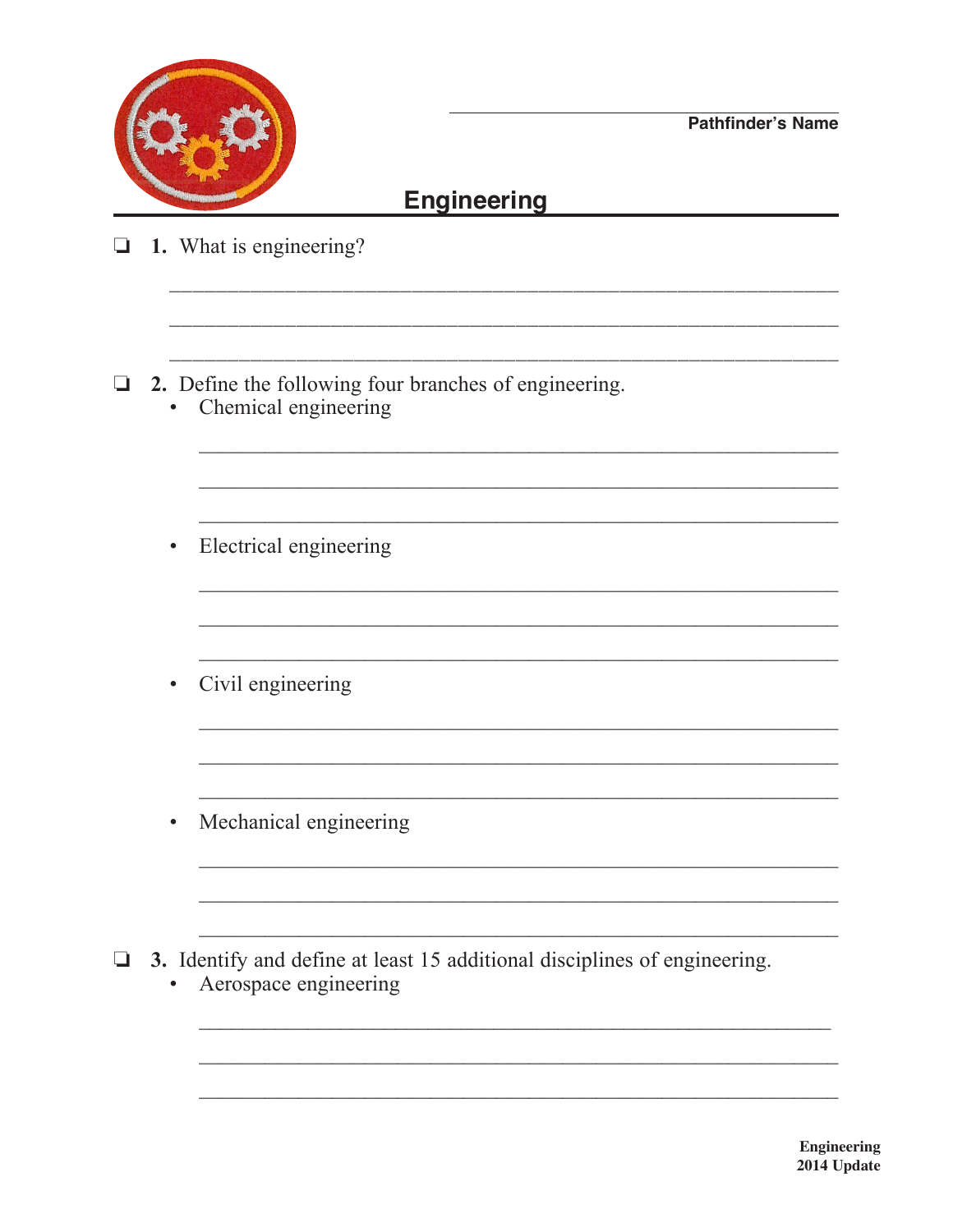Pathfinder's Name

# Engineering

❏ **1.** What is engineering?

❏ **2.** Define the following four branches of engineering.

- Chemical engineering
- Electrical engineering
- Civil engineering
- Mechanical engineering

❏ **3.** Identify and define at least 15 additional disciplines of engineering.

- Aerospace engineering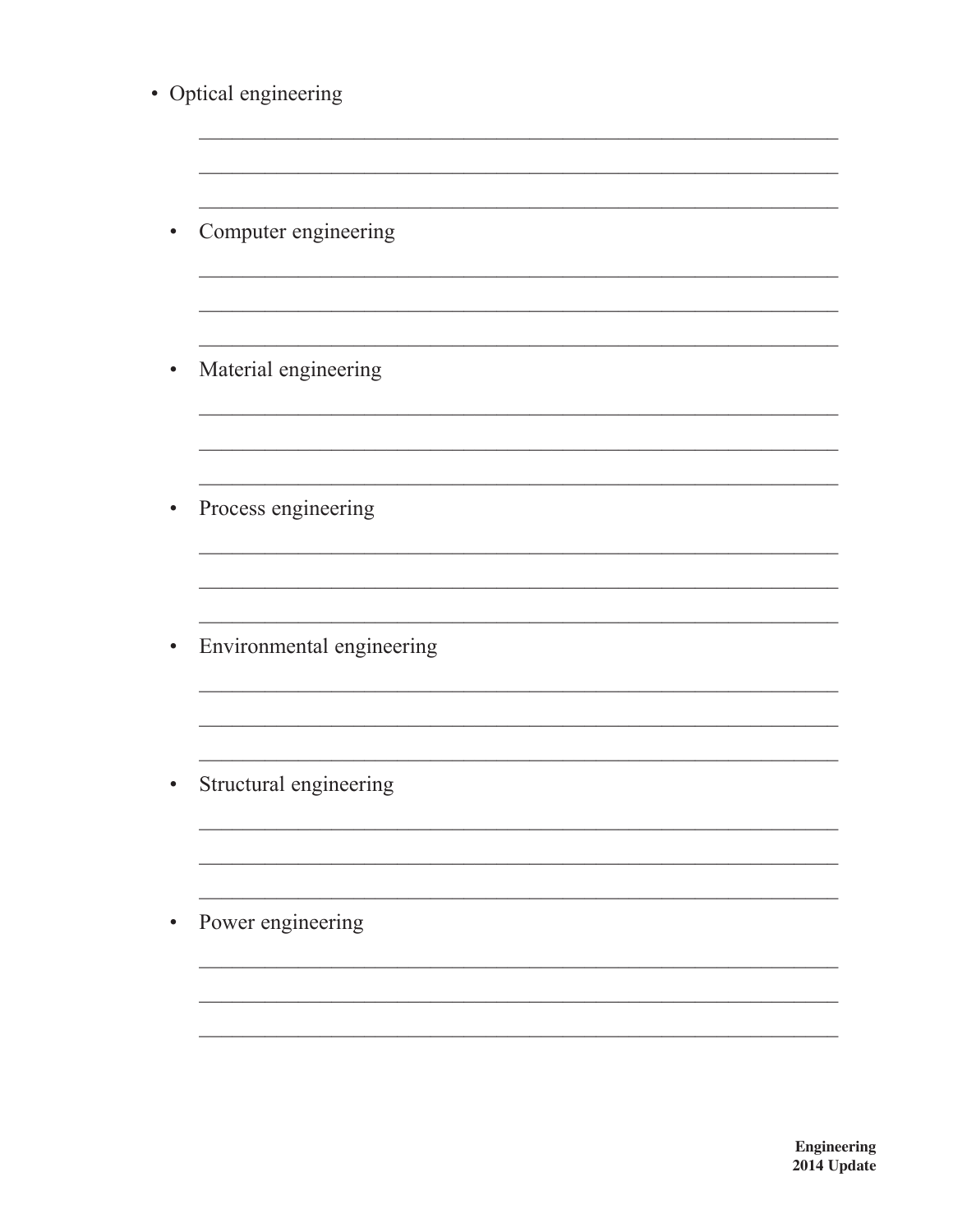- Optical engineering

  ___________________________________________________________

  ___________________________________________________________

  ___________________________________________________________

- Computer engineering

  ___________________________________________________________

  ___________________________________________________________

  ___________________________________________________________

- Material engineering

  ___________________________________________________________

  ___________________________________________________________

  ___________________________________________________________

- Process engineering

  ___________________________________________________________

  ___________________________________________________________

  ___________________________________________________________

- Environmental engineering

  ___________________________________________________________

  ___________________________________________________________

  ___________________________________________________________

- Structural engineering

  ___________________________________________________________

  ___________________________________________________________

  ___________________________________________________________

- Power engineering

  ___________________________________________________________

  ___________________________________________________________

  ___________________________________________________________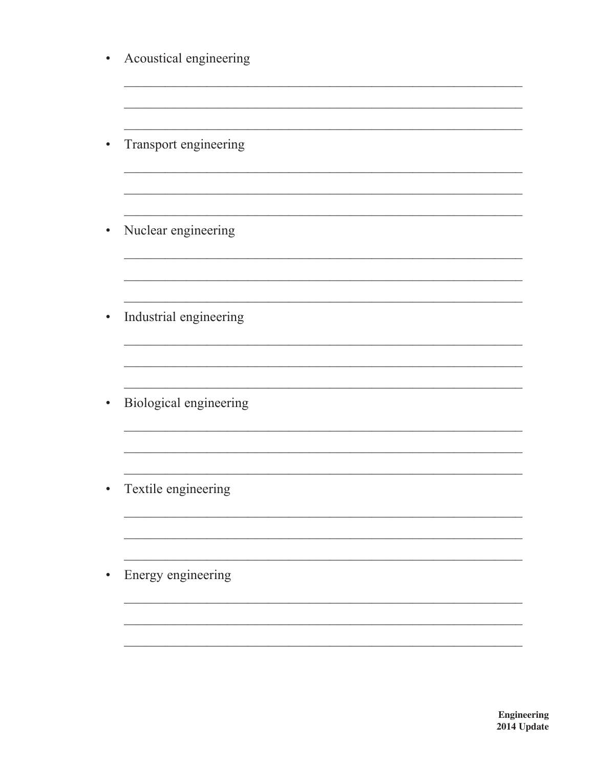- Acoustical engineering

  ______________________________________________________________

  ______________________________________________________________

  ______________________________________________________________

- Transport engineering

  ______________________________________________________________

  ______________________________________________________________

  ______________________________________________________________

- Nuclear engineering

  ______________________________________________________________

  ______________________________________________________________

  ______________________________________________________________

- Industrial engineering

  ______________________________________________________________

  ______________________________________________________________

  ______________________________________________________________

- Biological engineering

  ______________________________________________________________

  ______________________________________________________________

  ______________________________________________________________

- Textile engineering

  ______________________________________________________________

  ______________________________________________________________

  ______________________________________________________________

- Energy engineering

  ______________________________________________________________

  ______________________________________________________________

  ______________________________________________________________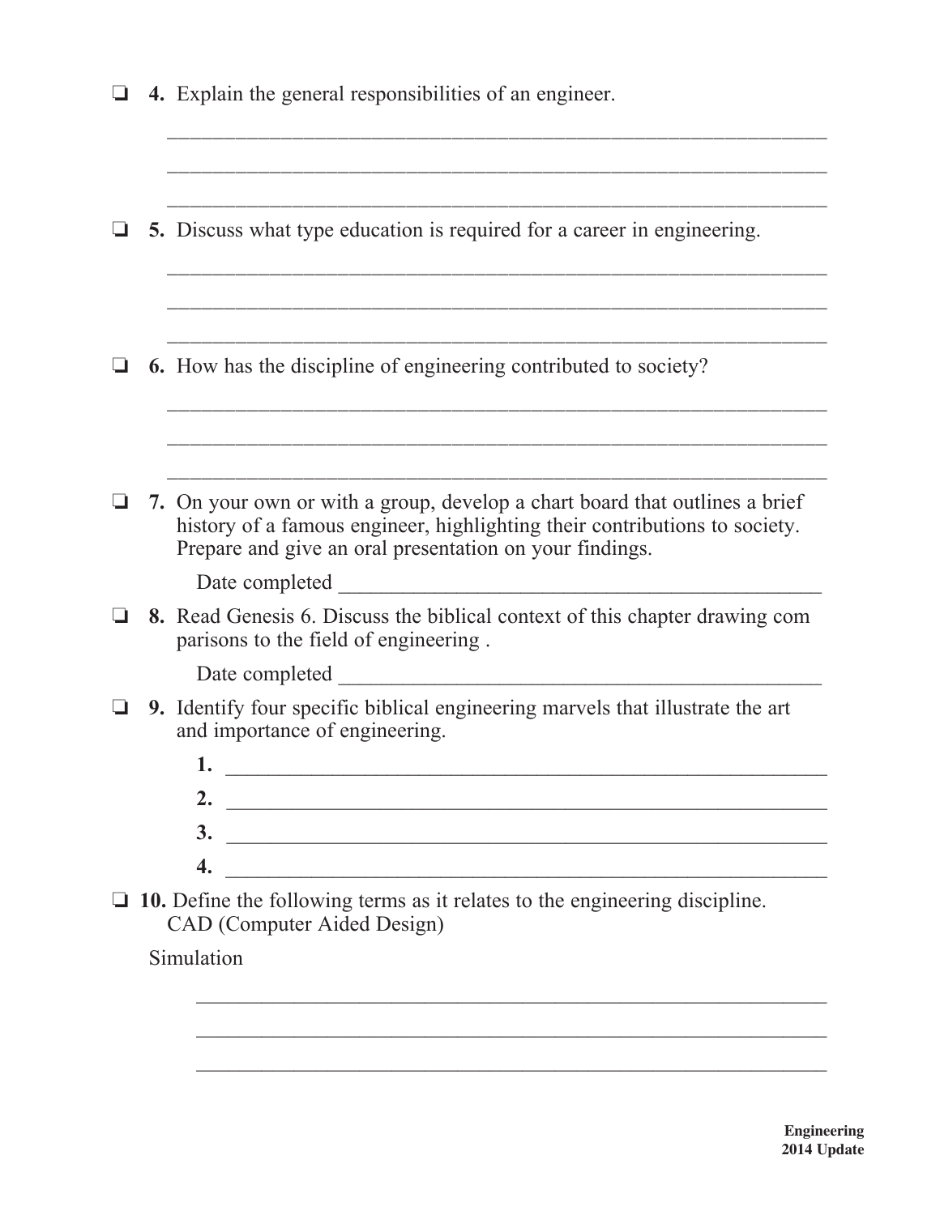- ❏ **4.** Explain the general responsibilities of an engineer.

  ______________________________________________________________

  ______________________________________________________________

  ______________________________________________________________

- ❏ **5.** Discuss what type education is required for a career in engineering.

  ______________________________________________________________

  ______________________________________________________________

  ______________________________________________________________

- ❏ **6.** How has the discipline of engineering contributed to society?

  ______________________________________________________________

  ______________________________________________________________

  ______________________________________________________________

- ❏ **7.** On your own or with a group, develop a chart board that outlines a brief history of a famous engineer, highlighting their contributions to society. Prepare and give an oral presentation on your findings.

  Date completed ____________________________________________

- ❏ **8.** Read Genesis 6. Discuss the biblical context of this chapter drawing com parisons to the field of engineering .

  Date completed ____________________________________________

- ❏ **9.** Identify four specific biblical engineering marvels that illustrate the art and importance of engineering.

  **1.** ________________________________________________________

  **2.** ________________________________________________________

  **3.** ________________________________________________________

  **4.** ________________________________________________________

- ❏ **10.** Define the following terms as it relates to the engineering discipline.
  CAD (Computer Aided Design)

  Simulation

  ______________________________________________________________

  ______________________________________________________________

  ______________________________________________________________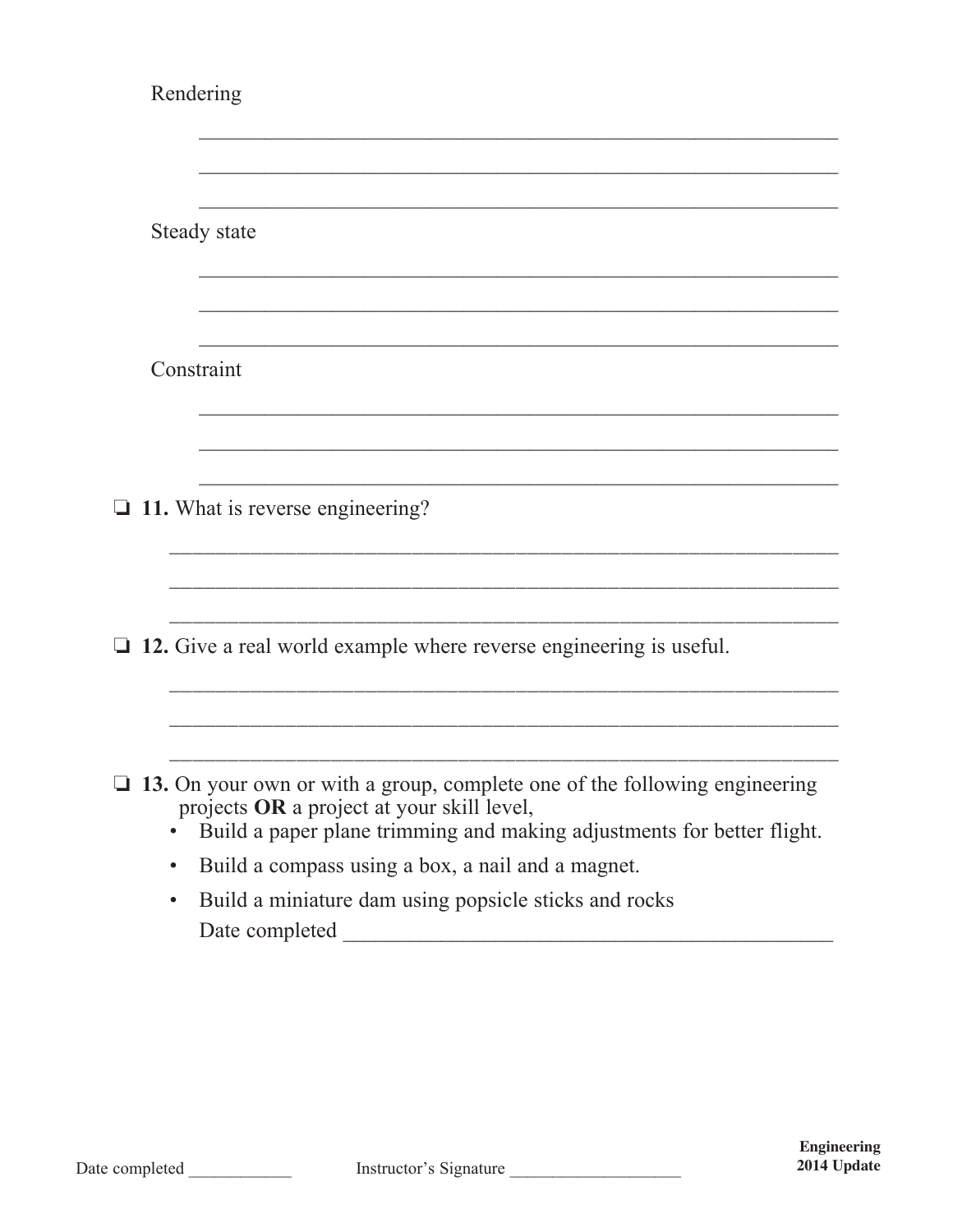Rendering

_______________________________________________________________

_______________________________________________________________

_______________________________________________________________

Steady state

_______________________________________________________________

_______________________________________________________________

_______________________________________________________________

Constraint

_______________________________________________________________

_______________________________________________________________

_______________________________________________________________

❏ **11.** What is reverse engineering?

_______________________________________________________________

_______________________________________________________________

_______________________________________________________________

❏ **12.** Give a real world example where reverse engineering is useful.

_______________________________________________________________

_______________________________________________________________

_______________________________________________________________

❏ **13.** On your own or with a group, complete one of the following engineering projects **OR** a project at your skill level,

- Build a paper plane trimming and making adjustments for better flight.
- Build a compass using a box, a nail and a magnet.
- Build a miniature dam using popsicle sticks and rocks

  Date completed _____________________________________________

Date completed ____________ Instructor's Signature ___________________